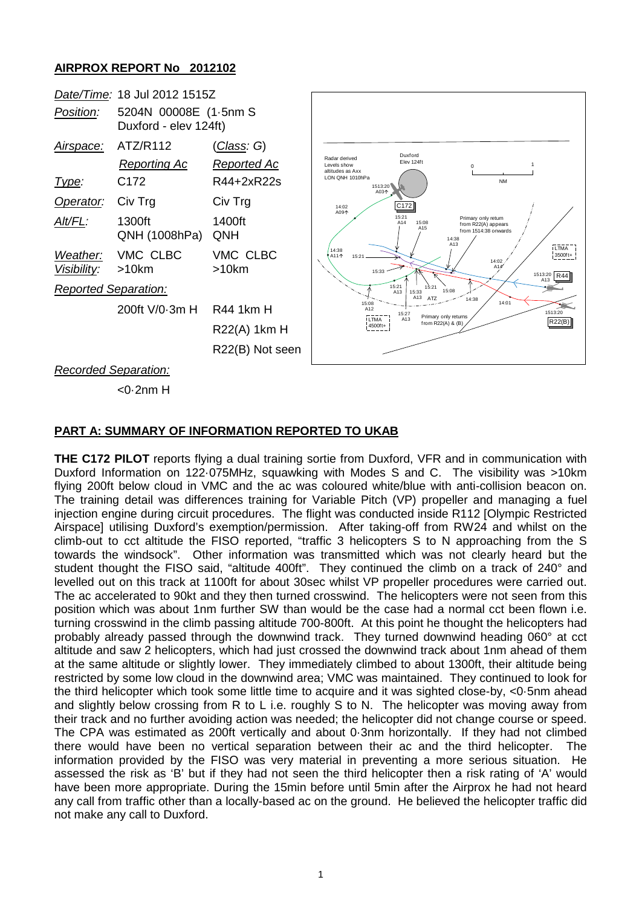**AIRPROX REPORT No 2012102**

| | | |
|---|---|---|
| *Date/Time:* | 18 Jul 2012 1515Z | |
| *Position:* | 5204N 00008E (1·5nm S Duxford - elev 124ft) | |
| *Airspace:* | ATZ/R112 | (*Class*: *G*) |
| | *Reporting Ac* | *Reported Ac* |
| *Type:* | C172 | R44+2xR22s |
| *Operator:* | Civ Trg | Civ Trg |
| *Alt/FL:* | 1300ft QNH (1008hPa) | 1400ft QNH |
| *Weather:* | VMC CLBC | VMC CLBC |
| *Visibility:* | >10km | >10km |
| *Reported Separation:* | | |
| | 200ft V/0·3m H | R44 1km H |
| | | R22(A) 1km H |
| | | R22(B) Not seen |
| *Recorded Separation:* | | |
| | <0·2nm H | |

## PART A: SUMMARY OF INFORMATION REPORTED TO UKAB

**THE C172 PILOT** reports flying a dual training sortie from Duxford, VFR and in communication with Duxford Information on 122·075MHz, squawking with Modes S and C. The visibility was >10km flying 200ft below cloud in VMC and the ac was coloured white/blue with anti-collision beacon on. The training detail was differences training for Variable Pitch (VP) propeller and managing a fuel injection engine during circuit procedures. The flight was conducted inside R112 [Olympic Restricted Airspace] utilising Duxford's exemption/permission. After taking-off from RW24 and whilst on the climb-out to cct altitude the FISO reported, "traffic 3 helicopters S to N approaching from the S towards the windsock". Other information was transmitted which was not clearly heard but the student thought the FISO said, "altitude 400ft". They continued the climb on a track of 240° and levelled out on this track at 1100ft for about 30sec whilst VP propeller procedures were carried out. The ac accelerated to 90kt and they then turned crosswind. The helicopters were not seen from this position which was about 1nm further SW than would be the case had a normal cct been flown i.e. turning crosswind in the climb passing altitude 700-800ft. At this point he thought the helicopters had probably already passed through the downwind track. They turned downwind heading 060° at cct altitude and saw 2 helicopters, which had just crossed the downwind track about 1nm ahead of them at the same altitude or slightly lower. They immediately climbed to about 1300ft, their altitude being restricted by some low cloud in the downwind area; VMC was maintained. They continued to look for the third helicopter which took some little time to acquire and it was sighted close-by, <0·5nm ahead and slightly below crossing from R to L i.e. roughly S to N. The helicopter was moving away from their track and no further avoiding action was needed; the helicopter did not change course or speed. The CPA was estimated as 200ft vertically and about 0·3nm horizontally. If they had not climbed there would have been no vertical separation between their ac and the third helicopter. The information provided by the FISO was very material in preventing a more serious situation. He assessed the risk as 'B' but if they had not seen the third helicopter then a risk rating of 'A' would have been more appropriate. During the 15min before until 5min after the Airprox he had not heard any call from traffic other than a locally-based ac on the ground. He believed the helicopter traffic did not make any call to Duxford.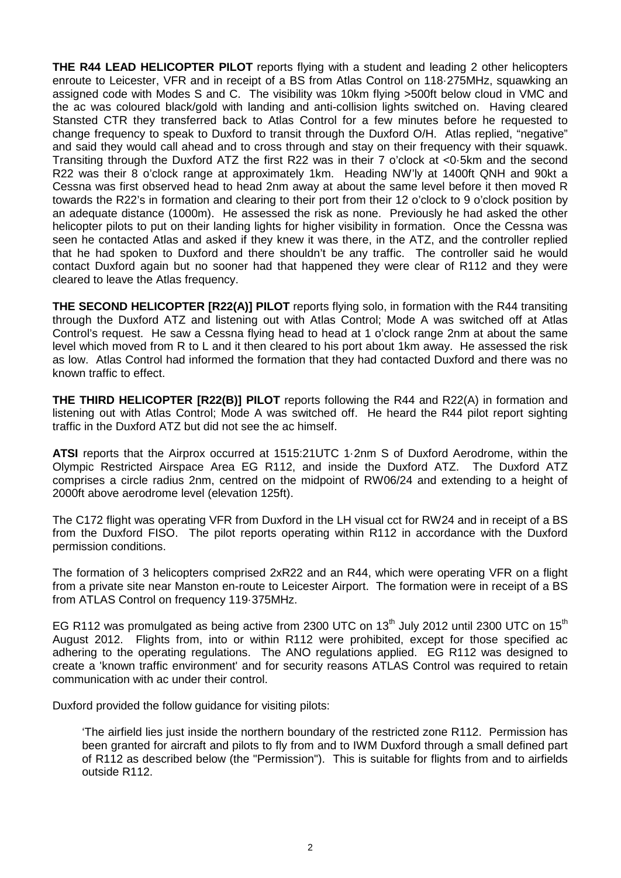**THE R44 LEAD HELICOPTER PILOT** reports flying with a student and leading 2 other helicopters enroute to Leicester, VFR and in receipt of a BS from Atlas Control on 118·275MHz, squawking an assigned code with Modes S and C. The visibility was 10km flying >500ft below cloud in VMC and the ac was coloured black/gold with landing and anti-collision lights switched on. Having cleared Stansted CTR they transferred back to Atlas Control for a few minutes before he requested to change frequency to speak to Duxford to transit through the Duxford O/H. Atlas replied, "negative" and said they would call ahead and to cross through and stay on their frequency with their squawk. Transiting through the Duxford ATZ the first R22 was in their 7 o'clock at <0·5km and the second R22 was their 8 o'clock range at approximately 1km. Heading NW'ly at 1400ft QNH and 90kt a Cessna was first observed head to head 2nm away at about the same level before it then moved R towards the R22's in formation and clearing to their port from their 12 o'clock to 9 o'clock position by an adequate distance (1000m). He assessed the risk as none. Previously he had asked the other helicopter pilots to put on their landing lights for higher visibility in formation. Once the Cessna was seen he contacted Atlas and asked if they knew it was there, in the ATZ, and the controller replied that he had spoken to Duxford and there shouldn't be any traffic. The controller said he would contact Duxford again but no sooner had that happened they were clear of R112 and they were cleared to leave the Atlas frequency.

**THE SECOND HELICOPTER [R22(A)] PILOT** reports flying solo, in formation with the R44 transiting through the Duxford ATZ and listening out with Atlas Control; Mode A was switched off at Atlas Control's request. He saw a Cessna flying head to head at 1 o'clock range 2nm at about the same level which moved from R to L and it then cleared to his port about 1km away. He assessed the risk as low. Atlas Control had informed the formation that they had contacted Duxford and there was no known traffic to effect.

**THE THIRD HELICOPTER [R22(B)] PILOT** reports following the R44 and R22(A) in formation and listening out with Atlas Control; Mode A was switched off. He heard the R44 pilot report sighting traffic in the Duxford ATZ but did not see the ac himself.

**ATSI** reports that the Airprox occurred at 1515:21UTC 1·2nm S of Duxford Aerodrome, within the Olympic Restricted Airspace Area EG R112, and inside the Duxford ATZ. The Duxford ATZ comprises a circle radius 2nm, centred on the midpoint of RW06/24 and extending to a height of 2000ft above aerodrome level (elevation 125ft).

The C172 flight was operating VFR from Duxford in the LH visual cct for RW24 and in receipt of a BS from the Duxford FISO. The pilot reports operating within R112 in accordance with the Duxford permission conditions.

The formation of 3 helicopters comprised 2xR22 and an R44, which were operating VFR on a flight from a private site near Manston en-route to Leicester Airport. The formation were in receipt of a BS from ATLAS Control on frequency 119·375MHz.

EG R112 was promulgated as being active from 2300 UTC on 13th July 2012 until 2300 UTC on 15th August 2012. Flights from, into or within R112 were prohibited, except for those specified ac adhering to the operating regulations. The ANO regulations applied. EG R112 was designed to create a 'known traffic environment' and for security reasons ATLAS Control was required to retain communication with ac under their control.

Duxford provided the follow guidance for visiting pilots:

> 'The airfield lies just inside the northern boundary of the restricted zone R112. Permission has been granted for aircraft and pilots to fly from and to IWM Duxford through a small defined part of R112 as described below (the "Permission"). This is suitable for flights from and to airfields outside R112.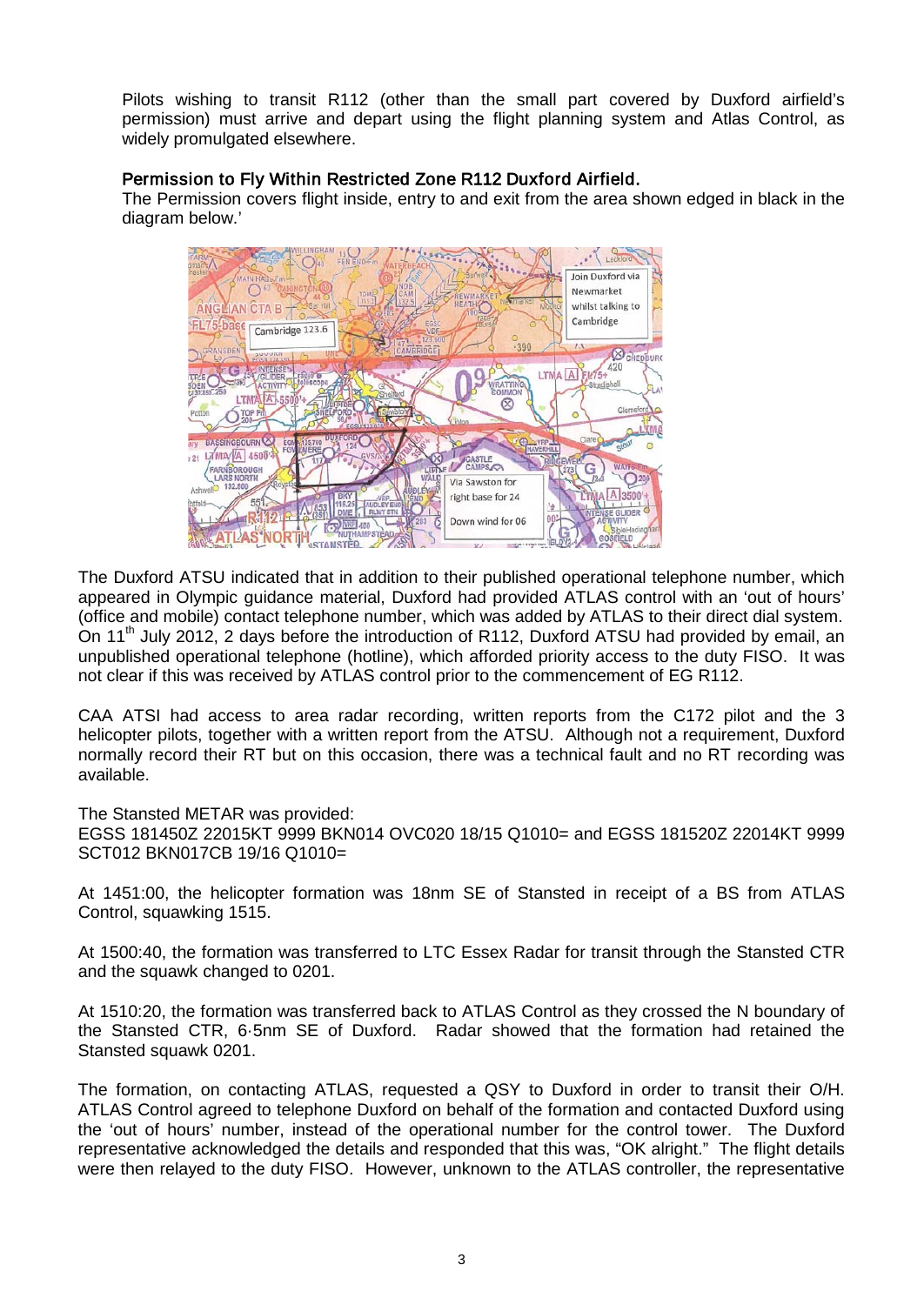Pilots wishing to transit R112 (other than the small part covered by Duxford airfield's permission) must arrive and depart using the flight planning system and Atlas Control, as widely promulgated elsewhere.

**Permission to Fly Within Restricted Zone R112 Duxford Airfield.**

The Permission covers flight inside, entry to and exit from the area shown edged in black in the diagram below.'

The Duxford ATSU indicated that in addition to their published operational telephone number, which appeared in Olympic guidance material, Duxford had provided ATLAS control with an 'out of hours' (office and mobile) contact telephone number, which was added by ATLAS to their direct dial system. On 11th July 2012, 2 days before the introduction of R112, Duxford ATSU had provided by email, an unpublished operational telephone (hotline), which afforded priority access to the duty FISO. It was not clear if this was received by ATLAS control prior to the commencement of EG R112.

CAA ATSI had access to area radar recording, written reports from the C172 pilot and the 3 helicopter pilots, together with a written report from the ATSU. Although not a requirement, Duxford normally record their RT but on this occasion, there was a technical fault and no RT recording was available.

The Stansted METAR was provided:
EGSS 181450Z 22015KT 9999 BKN014 OVC020 18/15 Q1010= and EGSS 181520Z 22014KT 9999 SCT012 BKN017CB 19/16 Q1010=

At 1451:00, the helicopter formation was 18nm SE of Stansted in receipt of a BS from ATLAS Control, squawking 1515.

At 1500:40, the formation was transferred to LTC Essex Radar for transit through the Stansted CTR and the squawk changed to 0201.

At 1510:20, the formation was transferred back to ATLAS Control as they crossed the N boundary of the Stansted CTR, 6·5nm SE of Duxford. Radar showed that the formation had retained the Stansted squawk 0201.

The formation, on contacting ATLAS, requested a QSY to Duxford in order to transit their O/H. ATLAS Control agreed to telephone Duxford on behalf of the formation and contacted Duxford using the 'out of hours' number, instead of the operational number for the control tower. The Duxford representative acknowledged the details and responded that this was, "OK alright." The flight details were then relayed to the duty FISO. However, unknown to the ATLAS controller, the representative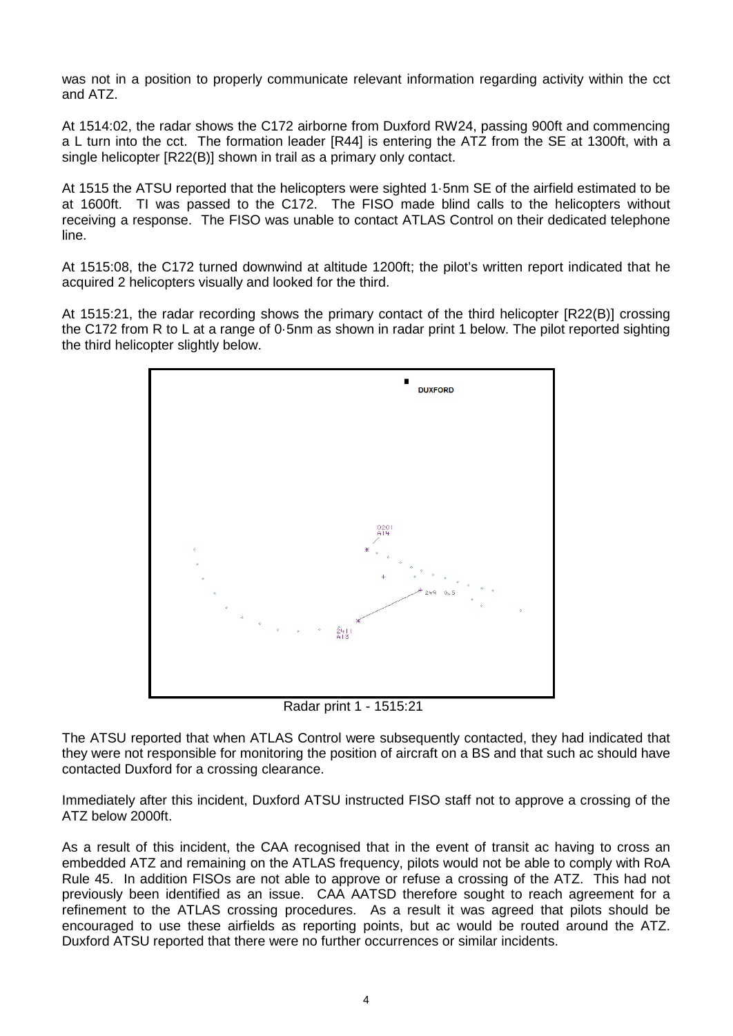was not in a position to properly communicate relevant information regarding activity within the cct and ATZ.

At 1514:02, the radar shows the C172 airborne from Duxford RW24, passing 900ft and commencing a L turn into the cct. The formation leader [R44] is entering the ATZ from the SE at 1300ft, with a single helicopter [R22(B)] shown in trail as a primary only contact.

At 1515 the ATSU reported that the helicopters were sighted 1·5nm SE of the airfield estimated to be at 1600ft. TI was passed to the C172. The FISO made blind calls to the helicopters without receiving a response. The FISO was unable to contact ATLAS Control on their dedicated telephone line.

At 1515:08, the C172 turned downwind at altitude 1200ft; the pilot's written report indicated that he acquired 2 helicopters visually and looked for the third.

At 1515:21, the radar recording shows the primary contact of the third helicopter [R22(B)] crossing the C172 from R to L at a range of 0·5nm as shown in radar print 1 below. The pilot reported sighting the third helicopter slightly below.

Radar print 1 - 1515:21

The ATSU reported that when ATLAS Control were subsequently contacted, they had indicated that they were not responsible for monitoring the position of aircraft on a BS and that such ac should have contacted Duxford for a crossing clearance.

Immediately after this incident, Duxford ATSU instructed FISO staff not to approve a crossing of the ATZ below 2000ft.

As a result of this incident, the CAA recognised that in the event of transit ac having to cross an embedded ATZ and remaining on the ATLAS frequency, pilots would not be able to comply with RoA Rule 45. In addition FISOs are not able to approve or refuse a crossing of the ATZ. This had not previously been identified as an issue. CAA AATSD therefore sought to reach agreement for a refinement to the ATLAS crossing procedures. As a result it was agreed that pilots should be encouraged to use these airfields as reporting points, but ac would be routed around the ATZ. Duxford ATSU reported that there were no further occurrences or similar incidents.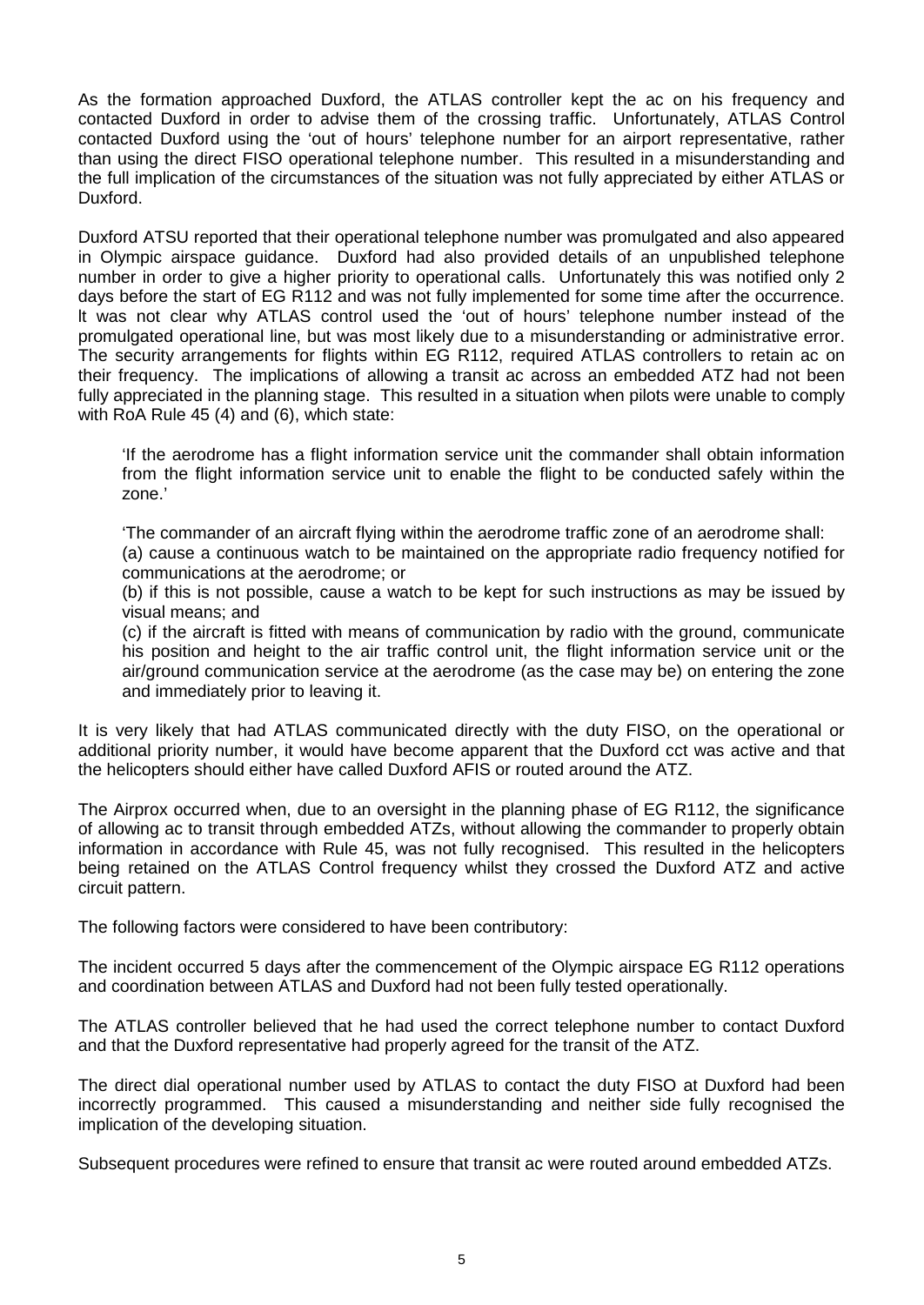As the formation approached Duxford, the ATLAS controller kept the ac on his frequency and contacted Duxford in order to advise them of the crossing traffic. Unfortunately, ATLAS Control contacted Duxford using the 'out of hours' telephone number for an airport representative, rather than using the direct FISO operational telephone number. This resulted in a misunderstanding and the full implication of the circumstances of the situation was not fully appreciated by either ATLAS or Duxford.

Duxford ATSU reported that their operational telephone number was promulgated and also appeared in Olympic airspace guidance. Duxford had also provided details of an unpublished telephone number in order to give a higher priority to operational calls. Unfortunately this was notified only 2 days before the start of EG R112 and was not fully implemented for some time after the occurrence. It was not clear why ATLAS control used the 'out of hours' telephone number instead of the promulgated operational line, but was most likely due to a misunderstanding or administrative error. The security arrangements for flights within EG R112, required ATLAS controllers to retain ac on their frequency. The implications of allowing a transit ac across an embedded ATZ had not been fully appreciated in the planning stage. This resulted in a situation when pilots were unable to comply with RoA Rule 45 (4) and (6), which state:

> 'If the aerodrome has a flight information service unit the commander shall obtain information from the flight information service unit to enable the flight to be conducted safely within the zone.'
>
> 'The commander of an aircraft flying within the aerodrome traffic zone of an aerodrome shall:
>
> (a) cause a continuous watch to be maintained on the appropriate radio frequency notified for communications at the aerodrome; or
>
> (b) if this is not possible, cause a watch to be kept for such instructions as may be issued by visual means; and
>
> (c) if the aircraft is fitted with means of communication by radio with the ground, communicate his position and height to the air traffic control unit, the flight information service unit or the air/ground communication service at the aerodrome (as the case may be) on entering the zone and immediately prior to leaving it.

It is very likely that had ATLAS communicated directly with the duty FISO, on the operational or additional priority number, it would have become apparent that the Duxford cct was active and that the helicopters should either have called Duxford AFIS or routed around the ATZ.

The Airprox occurred when, due to an oversight in the planning phase of EG R112, the significance of allowing ac to transit through embedded ATZs, without allowing the commander to properly obtain information in accordance with Rule 45, was not fully recognised. This resulted in the helicopters being retained on the ATLAS Control frequency whilst they crossed the Duxford ATZ and active circuit pattern.

The following factors were considered to have been contributory:

The incident occurred 5 days after the commencement of the Olympic airspace EG R112 operations and coordination between ATLAS and Duxford had not been fully tested operationally.

The ATLAS controller believed that he had used the correct telephone number to contact Duxford and that the Duxford representative had properly agreed for the transit of the ATZ.

The direct dial operational number used by ATLAS to contact the duty FISO at Duxford had been incorrectly programmed. This caused a misunderstanding and neither side fully recognised the implication of the developing situation.

Subsequent procedures were refined to ensure that transit ac were routed around embedded ATZs.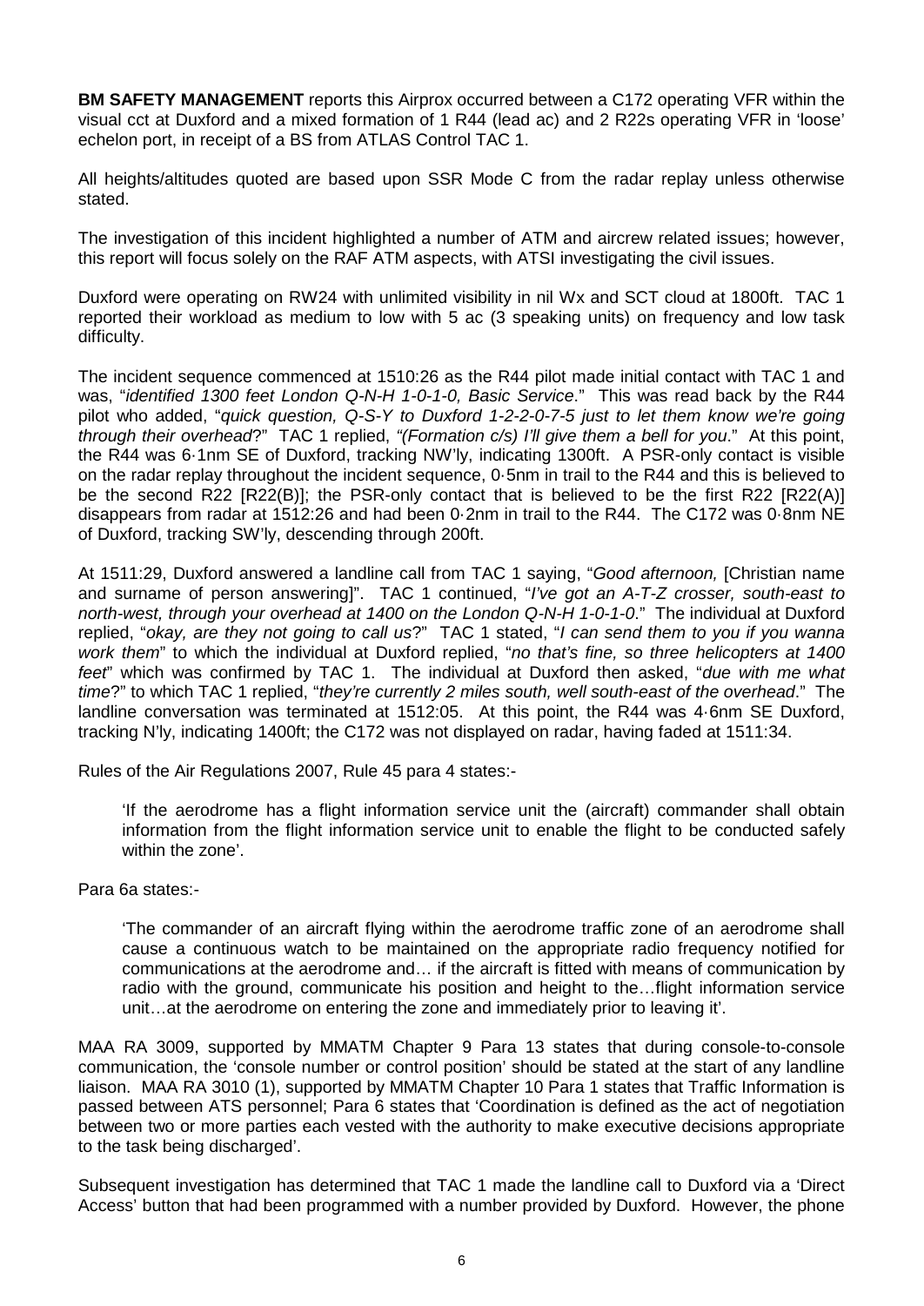**BM SAFETY MANAGEMENT** reports this Airprox occurred between a C172 operating VFR within the visual cct at Duxford and a mixed formation of 1 R44 (lead ac) and 2 R22s operating VFR in 'loose' echelon port, in receipt of a BS from ATLAS Control TAC 1.

All heights/altitudes quoted are based upon SSR Mode C from the radar replay unless otherwise stated.

The investigation of this incident highlighted a number of ATM and aircrew related issues; however, this report will focus solely on the RAF ATM aspects, with ATSI investigating the civil issues.

Duxford were operating on RW24 with unlimited visibility in nil Wx and SCT cloud at 1800ft. TAC 1 reported their workload as medium to low with 5 ac (3 speaking units) on frequency and low task difficulty.

The incident sequence commenced at 1510:26 as the R44 pilot made initial contact with TAC 1 and was, "*identified 1300 feet London Q-N-H 1-0-1-0, Basic Service*." This was read back by the R44 pilot who added, "*quick question, Q-S-Y to Duxford 1-2-2-0-7-5 just to let them know we're going through their overhead*?" TAC 1 replied, *"(Formation c/s) I'll give them a bell for you*." At this point, the R44 was 6·1nm SE of Duxford, tracking NW'ly, indicating 1300ft. A PSR-only contact is visible on the radar replay throughout the incident sequence, 0·5nm in trail to the R44 and this is believed to be the second R22 [R22(B)]; the PSR-only contact that is believed to be the first R22 [R22(A)] disappears from radar at 1512:26 and had been 0·2nm in trail to the R44. The C172 was 0·8nm NE of Duxford, tracking SW'ly, descending through 200ft.

At 1511:29, Duxford answered a landline call from TAC 1 saying, "*Good afternoon,* [Christian name and surname of person answering]". TAC 1 continued, "*I've got an A-T-Z crosser, south-east to north-west, through your overhead at 1400 on the London Q-N-H 1-0-1-0*." The individual at Duxford replied, "*okay, are they not going to call us*?" TAC 1 stated, "*I can send them to you if you wanna work them*" to which the individual at Duxford replied, "*no that's fine, so three helicopters at 1400 feet*" which was confirmed by TAC 1. The individual at Duxford then asked, "*due with me what time*?" to which TAC 1 replied, "*they're currently 2 miles south, well south-east of the overhead*." The landline conversation was terminated at 1512:05. At this point, the R44 was 4·6nm SE Duxford, tracking N'ly, indicating 1400ft; the C172 was not displayed on radar, having faded at 1511:34.

Rules of the Air Regulations 2007, Rule 45 para 4 states:-

> 'If the aerodrome has a flight information service unit the (aircraft) commander shall obtain information from the flight information service unit to enable the flight to be conducted safely within the zone'.

Para 6a states:-

> 'The commander of an aircraft flying within the aerodrome traffic zone of an aerodrome shall cause a continuous watch to be maintained on the appropriate radio frequency notified for communications at the aerodrome and… if the aircraft is fitted with means of communication by radio with the ground, communicate his position and height to the…flight information service unit…at the aerodrome on entering the zone and immediately prior to leaving it'.

MAA RA 3009, supported by MMATM Chapter 9 Para 13 states that during console-to-console communication, the 'console number or control position' should be stated at the start of any landline liaison. MAA RA 3010 (1), supported by MMATM Chapter 10 Para 1 states that Traffic Information is passed between ATS personnel; Para 6 states that 'Coordination is defined as the act of negotiation between two or more parties each vested with the authority to make executive decisions appropriate to the task being discharged'.

Subsequent investigation has determined that TAC 1 made the landline call to Duxford via a 'Direct Access' button that had been programmed with a number provided by Duxford. However, the phone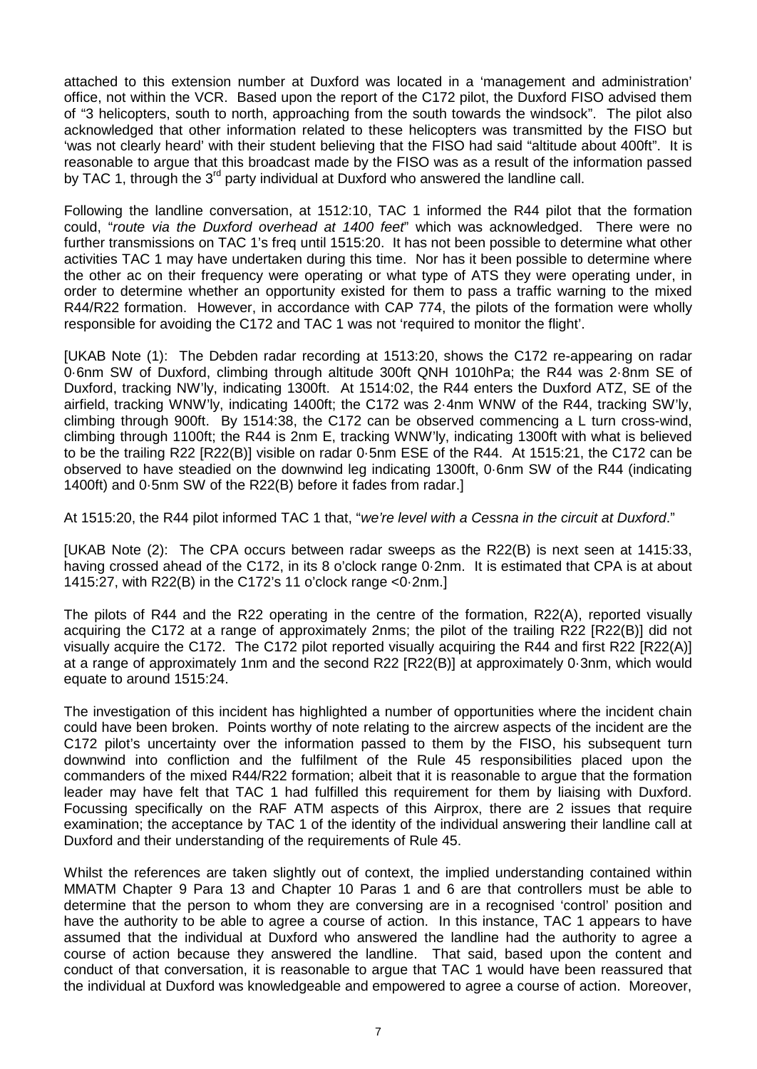attached to this extension number at Duxford was located in a 'management and administration' office, not within the VCR. Based upon the report of the C172 pilot, the Duxford FISO advised them of "3 helicopters, south to north, approaching from the south towards the windsock". The pilot also acknowledged that other information related to these helicopters was transmitted by the FISO but 'was not clearly heard' with their student believing that the FISO had said "altitude about 400ft". It is reasonable to argue that this broadcast made by the FISO was as a result of the information passed by TAC 1, through the 3rd party individual at Duxford who answered the landline call.

Following the landline conversation, at 1512:10, TAC 1 informed the R44 pilot that the formation could, "*route via the Duxford overhead at 1400 feet*" which was acknowledged. There were no further transmissions on TAC 1's freq until 1515:20. It has not been possible to determine what other activities TAC 1 may have undertaken during this time. Nor has it been possible to determine where the other ac on their frequency were operating or what type of ATS they were operating under, in order to determine whether an opportunity existed for them to pass a traffic warning to the mixed R44/R22 formation. However, in accordance with CAP 774, the pilots of the formation were wholly responsible for avoiding the C172 and TAC 1 was not 'required to monitor the flight'.

[UKAB Note (1): The Debden radar recording at 1513:20, shows the C172 re-appearing on radar 0·6nm SW of Duxford, climbing through altitude 300ft QNH 1010hPa; the R44 was 2·8nm SE of Duxford, tracking NW'ly, indicating 1300ft. At 1514:02, the R44 enters the Duxford ATZ, SE of the airfield, tracking WNW'ly, indicating 1400ft; the C172 was 2·4nm WNW of the R44, tracking SW'ly, climbing through 900ft. By 1514:38, the C172 can be observed commencing a L turn cross-wind, climbing through 1100ft; the R44 is 2nm E, tracking WNW'ly, indicating 1300ft with what is believed to be the trailing R22 [R22(B)] visible on radar 0·5nm ESE of the R44. At 1515:21, the C172 can be observed to have steadied on the downwind leg indicating 1300ft, 0·6nm SW of the R44 (indicating 1400ft) and 0·5nm SW of the R22(B) before it fades from radar.]

At 1515:20, the R44 pilot informed TAC 1 that, "*we're level with a Cessna in the circuit at Duxford*."

[UKAB Note (2): The CPA occurs between radar sweeps as the R22(B) is next seen at 1415:33, having crossed ahead of the C172, in its 8 o'clock range 0·2nm. It is estimated that CPA is at about 1415:27, with R22(B) in the C172's 11 o'clock range <0·2nm.]

The pilots of R44 and the R22 operating in the centre of the formation, R22(A), reported visually acquiring the C172 at a range of approximately 2nms; the pilot of the trailing R22 [R22(B)] did not visually acquire the C172. The C172 pilot reported visually acquiring the R44 and first R22 [R22(A)] at a range of approximately 1nm and the second R22 [R22(B)] at approximately 0·3nm, which would equate to around 1515:24.

The investigation of this incident has highlighted a number of opportunities where the incident chain could have been broken. Points worthy of note relating to the aircrew aspects of the incident are the C172 pilot's uncertainty over the information passed to them by the FISO, his subsequent turn downwind into confliction and the fulfilment of the Rule 45 responsibilities placed upon the commanders of the mixed R44/R22 formation; albeit that it is reasonable to argue that the formation leader may have felt that TAC 1 had fulfilled this requirement for them by liaising with Duxford. Focussing specifically on the RAF ATM aspects of this Airprox, there are 2 issues that require examination; the acceptance by TAC 1 of the identity of the individual answering their landline call at Duxford and their understanding of the requirements of Rule 45.

Whilst the references are taken slightly out of context, the implied understanding contained within MMATM Chapter 9 Para 13 and Chapter 10 Paras 1 and 6 are that controllers must be able to determine that the person to whom they are conversing are in a recognised 'control' position and have the authority to be able to agree a course of action. In this instance, TAC 1 appears to have assumed that the individual at Duxford who answered the landline had the authority to agree a course of action because they answered the landline. That said, based upon the content and conduct of that conversation, it is reasonable to argue that TAC 1 would have been reassured that the individual at Duxford was knowledgeable and empowered to agree a course of action. Moreover,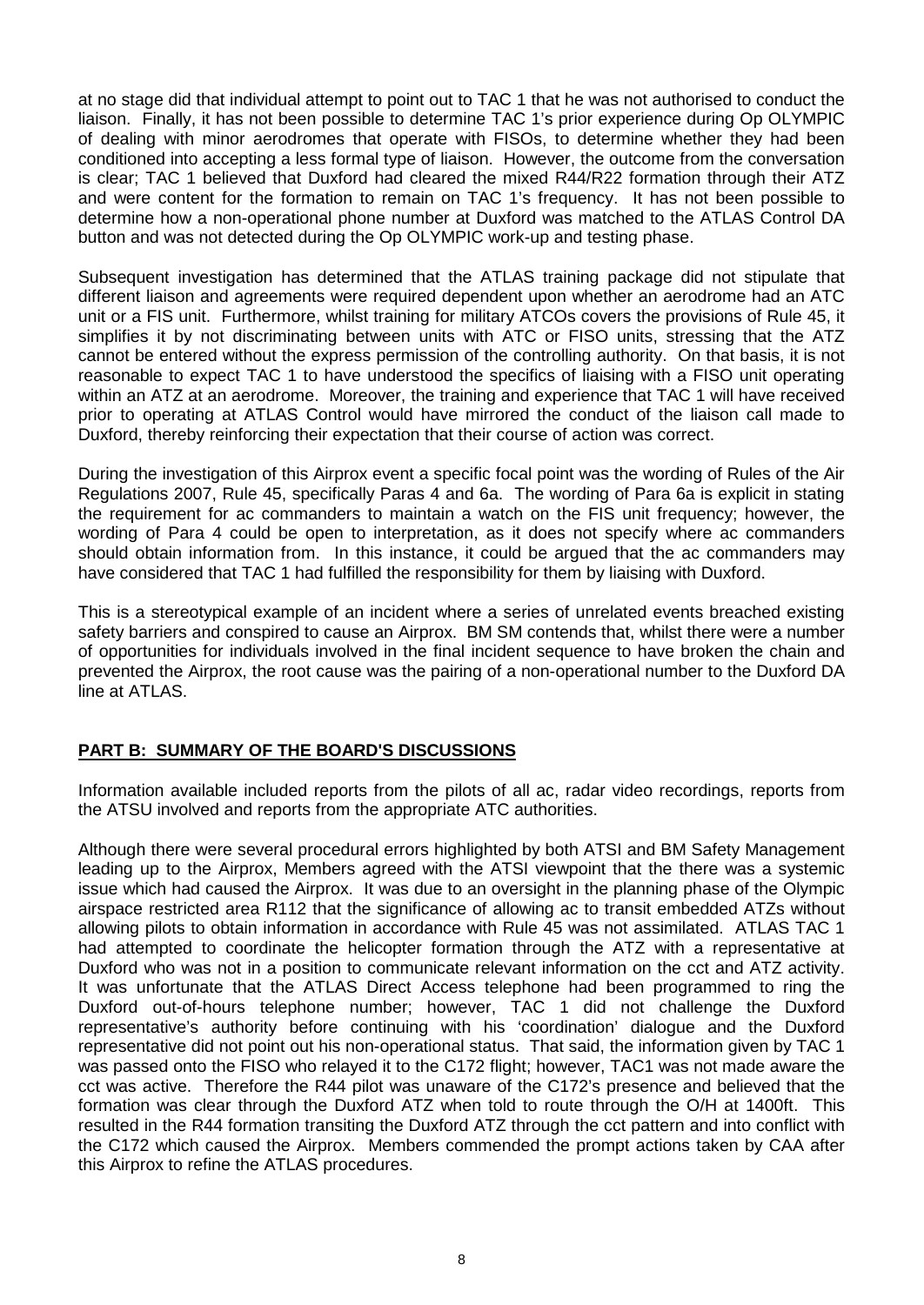at no stage did that individual attempt to point out to TAC 1 that he was not authorised to conduct the liaison. Finally, it has not been possible to determine TAC 1's prior experience during Op OLYMPIC of dealing with minor aerodromes that operate with FISOs, to determine whether they had been conditioned into accepting a less formal type of liaison. However, the outcome from the conversation is clear; TAC 1 believed that Duxford had cleared the mixed R44/R22 formation through their ATZ and were content for the formation to remain on TAC 1's frequency. It has not been possible to determine how a non-operational phone number at Duxford was matched to the ATLAS Control DA button and was not detected during the Op OLYMPIC work-up and testing phase.

Subsequent investigation has determined that the ATLAS training package did not stipulate that different liaison and agreements were required dependent upon whether an aerodrome had an ATC unit or a FIS unit. Furthermore, whilst training for military ATCOs covers the provisions of Rule 45, it simplifies it by not discriminating between units with ATC or FISO units, stressing that the ATZ cannot be entered without the express permission of the controlling authority. On that basis, it is not reasonable to expect TAC 1 to have understood the specifics of liaising with a FISO unit operating within an ATZ at an aerodrome. Moreover, the training and experience that TAC 1 will have received prior to operating at ATLAS Control would have mirrored the conduct of the liaison call made to Duxford, thereby reinforcing their expectation that their course of action was correct.

During the investigation of this Airprox event a specific focal point was the wording of Rules of the Air Regulations 2007, Rule 45, specifically Paras 4 and 6a. The wording of Para 6a is explicit in stating the requirement for ac commanders to maintain a watch on the FIS unit frequency; however, the wording of Para 4 could be open to interpretation, as it does not specify where ac commanders should obtain information from. In this instance, it could be argued that the ac commanders may have considered that TAC 1 had fulfilled the responsibility for them by liaising with Duxford.

This is a stereotypical example of an incident where a series of unrelated events breached existing safety barriers and conspired to cause an Airprox. BM SM contends that, whilst there were a number of opportunities for individuals involved in the final incident sequence to have broken the chain and prevented the Airprox, the root cause was the pairing of a non-operational number to the Duxford DA line at ATLAS.

## PART B: SUMMARY OF THE BOARD'S DISCUSSIONS

Information available included reports from the pilots of all ac, radar video recordings, reports from the ATSU involved and reports from the appropriate ATC authorities.

Although there were several procedural errors highlighted by both ATSI and BM Safety Management leading up to the Airprox, Members agreed with the ATSI viewpoint that the there was a systemic issue which had caused the Airprox. It was due to an oversight in the planning phase of the Olympic airspace restricted area R112 that the significance of allowing ac to transit embedded ATZs without allowing pilots to obtain information in accordance with Rule 45 was not assimilated. ATLAS TAC 1 had attempted to coordinate the helicopter formation through the ATZ with a representative at Duxford who was not in a position to communicate relevant information on the cct and ATZ activity. It was unfortunate that the ATLAS Direct Access telephone had been programmed to ring the Duxford out-of-hours telephone number; however, TAC 1 did not challenge the Duxford representative's authority before continuing with his 'coordination' dialogue and the Duxford representative did not point out his non-operational status. That said, the information given by TAC 1 was passed onto the FISO who relayed it to the C172 flight; however, TAC1 was not made aware the cct was active. Therefore the R44 pilot was unaware of the C172's presence and believed that the formation was clear through the Duxford ATZ when told to route through the O/H at 1400ft. This resulted in the R44 formation transiting the Duxford ATZ through the cct pattern and into conflict with the C172 which caused the Airprox. Members commended the prompt actions taken by CAA after this Airprox to refine the ATLAS procedures.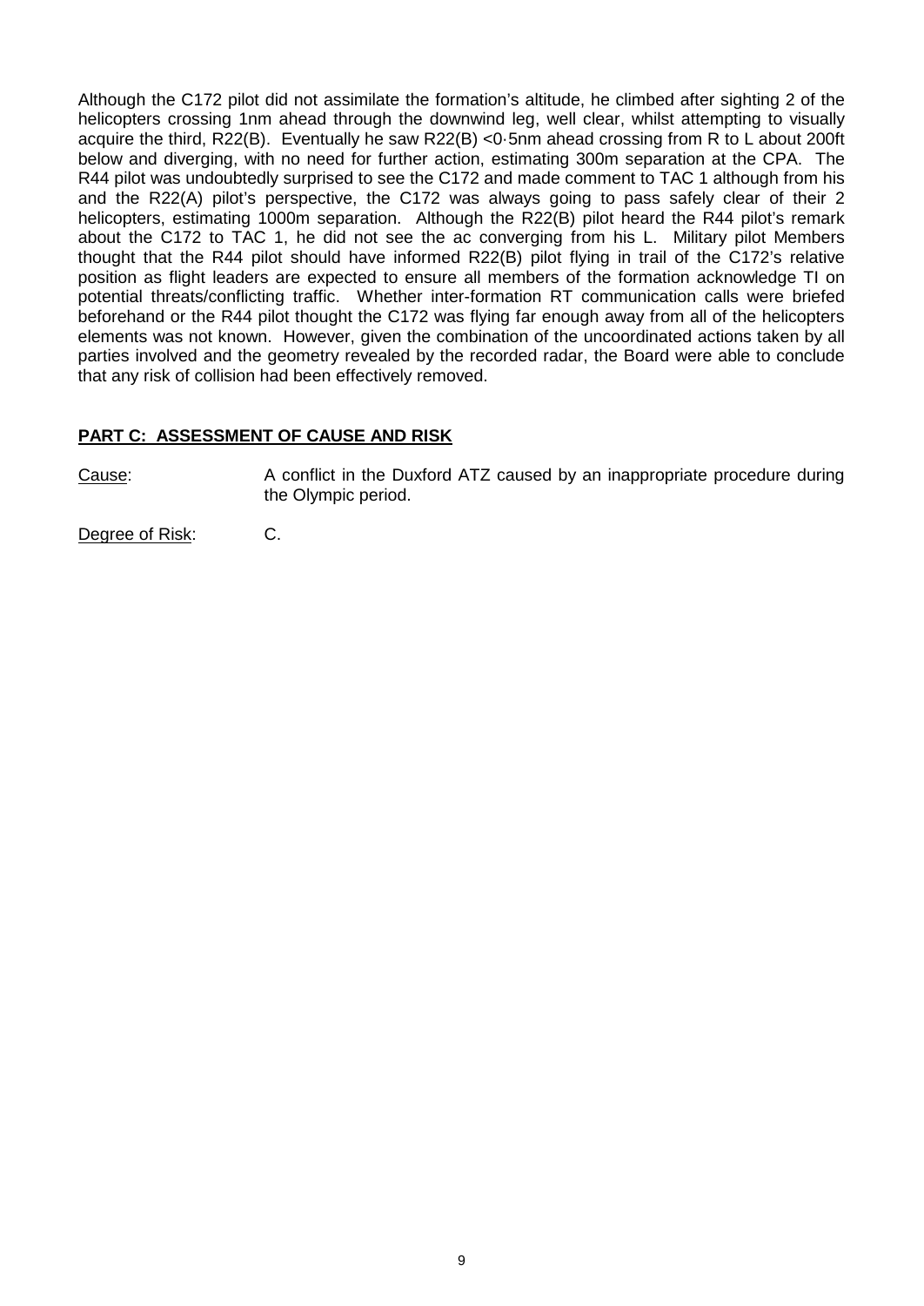Although the C172 pilot did not assimilate the formation's altitude, he climbed after sighting 2 of the helicopters crossing 1nm ahead through the downwind leg, well clear, whilst attempting to visually acquire the third, R22(B). Eventually he saw R22(B) <0·5nm ahead crossing from R to L about 200ft below and diverging, with no need for further action, estimating 300m separation at the CPA. The R44 pilot was undoubtedly surprised to see the C172 and made comment to TAC 1 although from his and the R22(A) pilot's perspective, the C172 was always going to pass safely clear of their 2 helicopters, estimating 1000m separation. Although the R22(B) pilot heard the R44 pilot's remark about the C172 to TAC 1, he did not see the ac converging from his L. Military pilot Members thought that the R44 pilot should have informed R22(B) pilot flying in trail of the C172's relative position as flight leaders are expected to ensure all members of the formation acknowledge TI on potential threats/conflicting traffic. Whether inter-formation RT communication calls were briefed beforehand or the R44 pilot thought the C172 was flying far enough away from all of the helicopters elements was not known. However, given the combination of the uncoordinated actions taken by all parties involved and the geometry revealed by the recorded radar, the Board were able to conclude that any risk of collision had been effectively removed.

## PART C: ASSESSMENT OF CAUSE AND RISK

Cause: A conflict in the Duxford ATZ caused by an inappropriate procedure during the Olympic period.

Degree of Risk: C.